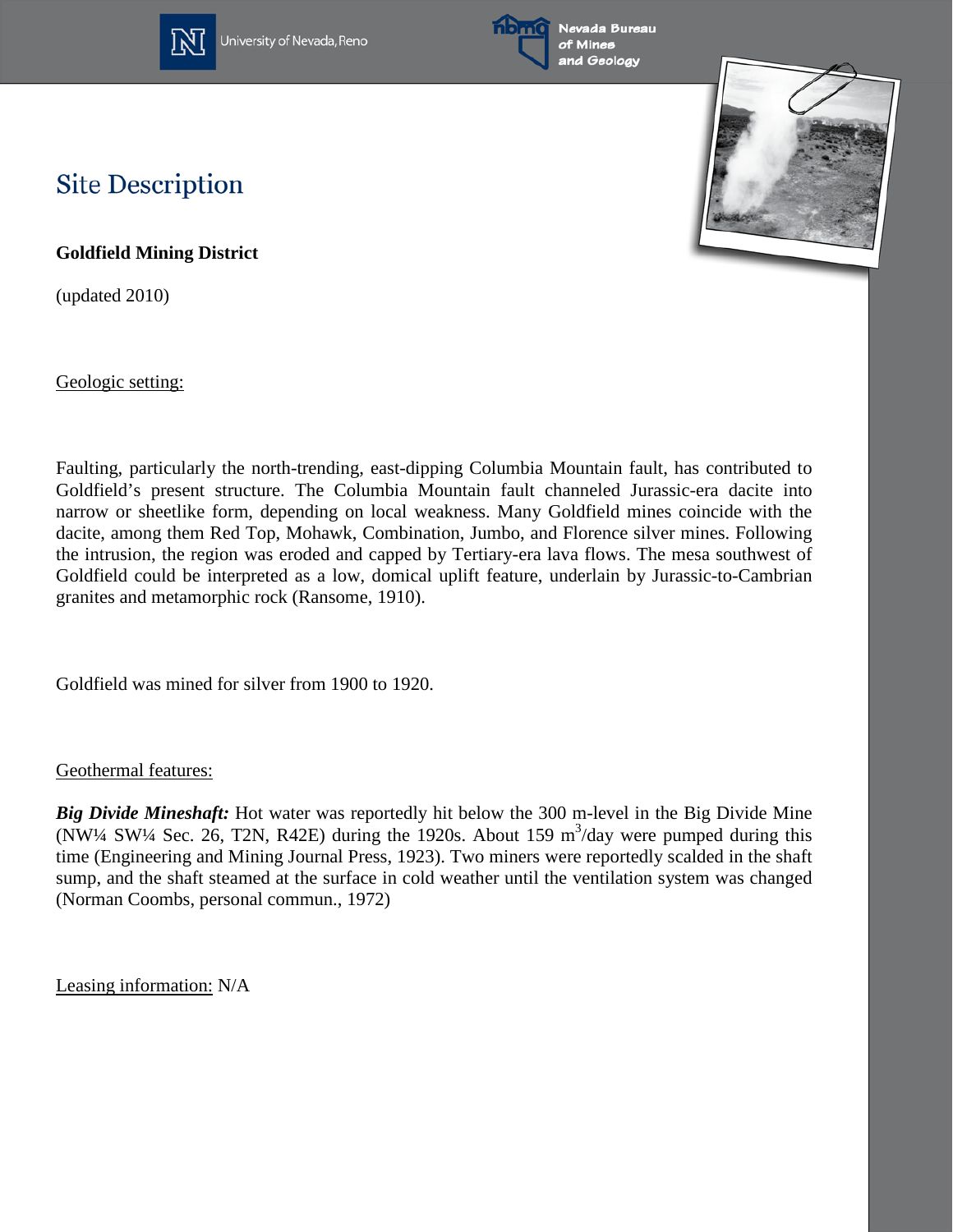# Site Description

**Goldfield Mining District**

(updated 2010)

## Geologic setting:

Faulting, particularly the north-trending, east-dipping Columbia Mountain fault, has contributed to Goldfield's present structure. The Columbia Mountain fault channeled Jurassic-era dacite into narrow or sheetlike form, depending on local weakness. Many Goldfield mines coincide with the dacite, among them Red Top, Mohawk, Combination, Jumbo, and Florence silver mines. Following the intrusion, the region was eroded and capped by Tertiary-era lava flows. The mesa southwest of Goldfield could be interpreted as a low, domical uplift feature, underlain by Jurassic-to-Cambrian granites and metamorphic rock (Ransome, 1910).

Goldfield was mined for silver from 1900 to 1920.

## Geothermal features:

***Big Divide Mineshaft:*** Hot water was reportedly hit below the 300 m-level in the Big Divide Mine (NW¼ SW¼ Sec. 26, T2N, R42E) during the 1920s. About 159 $m^3$/day were pumped during this time (Engineering and Mining Journal Press, 1923). Two miners were reportedly scalded in the shaft sump, and the shaft steamed at the surface in cold weather until the ventilation system was changed (Norman Coombs, personal commun., 1972)

## Leasing information: N/A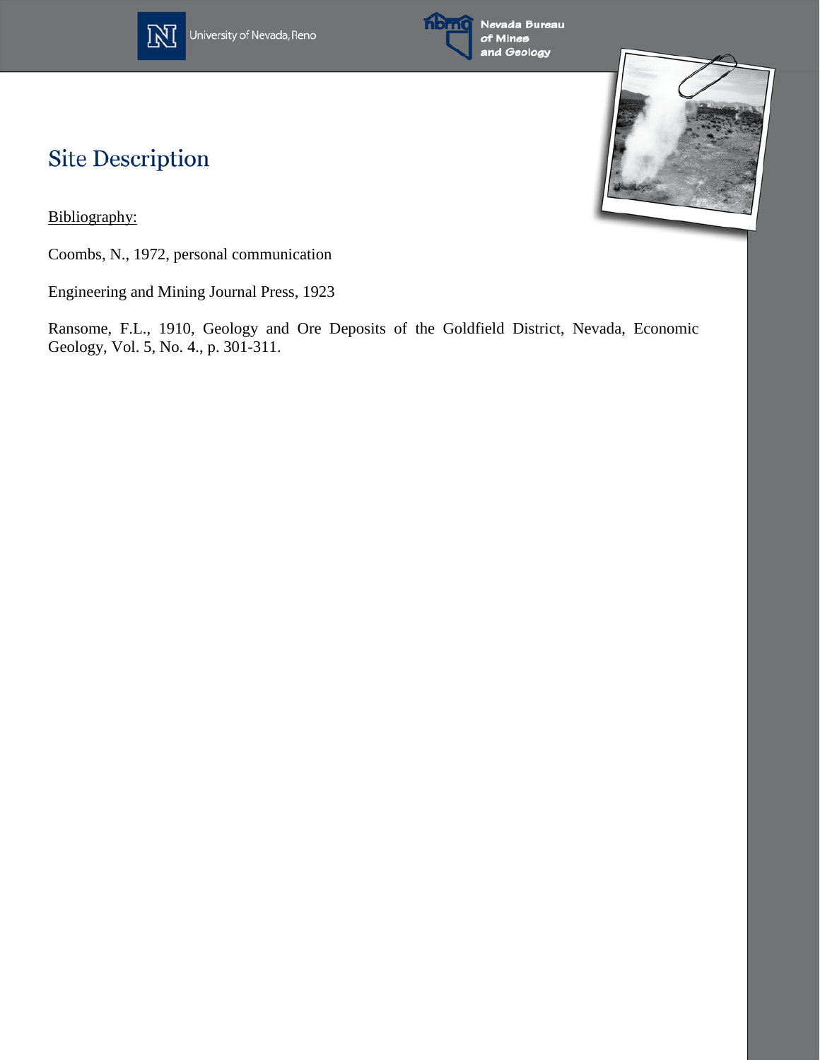# Site Description

Bibliography:

Coombs, N., 1972, personal communication

Engineering and Mining Journal Press, 1923

Ransome, F.L., 1910, Geology and Ore Deposits of the Goldfield District, Nevada, Economic Geology, Vol. 5, No. 4., p. 301-311.